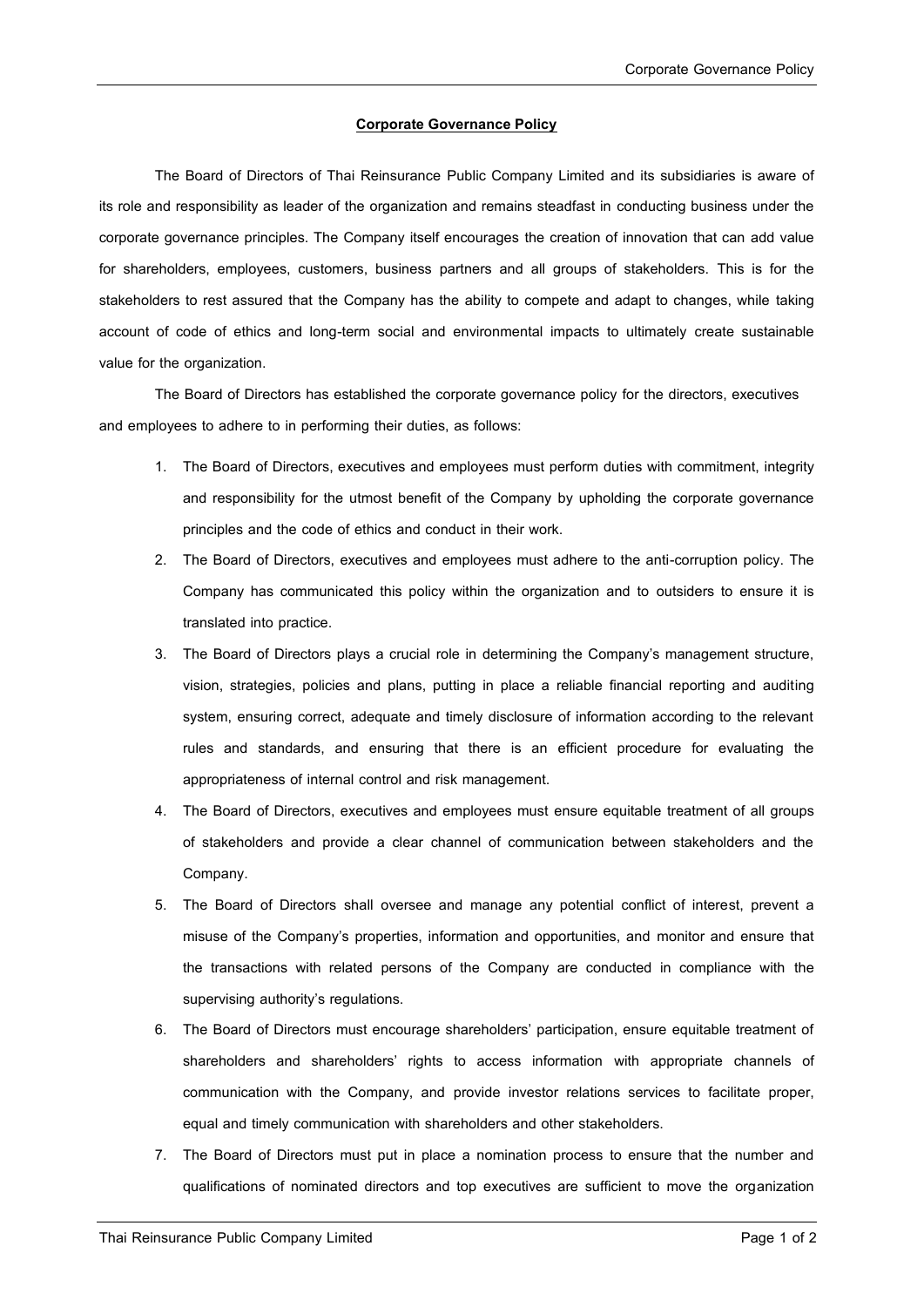# Corporate Governance Policy

The Board of Directors of Thai Reinsurance Public Company Limited and its subsidiaries is aware of its role and responsibility as leader of the organization and remains steadfast in conducting business under the corporate governance principles. The Company itself encourages the creation of innovation that can add value for shareholders, employees, customers, business partners and all groups of stakeholders. This is for the stakeholders to rest assured that the Company has the ability to compete and adapt to changes, while taking account of code of ethics and long-term social and environmental impacts to ultimately create sustainable value for the organization.

The Board of Directors has established the corporate governance policy for the directors, executives and employees to adhere to in performing their duties, as follows:

1. The Board of Directors, executives and employees must perform duties with commitment, integrity and responsibility for the utmost benefit of the Company by upholding the corporate governance principles and the code of ethics and conduct in their work.
2. The Board of Directors, executives and employees must adhere to the anti-corruption policy. The Company has communicated this policy within the organization and to outsiders to ensure it is translated into practice.
3. The Board of Directors plays a crucial role in determining the Company's management structure, vision, strategies, policies and plans, putting in place a reliable financial reporting and auditing system, ensuring correct, adequate and timely disclosure of information according to the relevant rules and standards, and ensuring that there is an efficient procedure for evaluating the appropriateness of internal control and risk management.
4. The Board of Directors, executives and employees must ensure equitable treatment of all groups of stakeholders and provide a clear channel of communication between stakeholders and the Company.
5. The Board of Directors shall oversee and manage any potential conflict of interest, prevent a misuse of the Company's properties, information and opportunities, and monitor and ensure that the transactions with related persons of the Company are conducted in compliance with the supervising authority's regulations.
6. The Board of Directors must encourage shareholders' participation, ensure equitable treatment of shareholders and shareholders' rights to access information with appropriate channels of communication with the Company, and provide investor relations services to facilitate proper, equal and timely communication with shareholders and other stakeholders.
7. The Board of Directors must put in place a nomination process to ensure that the number and qualifications of nominated directors and top executives are sufficient to move the organization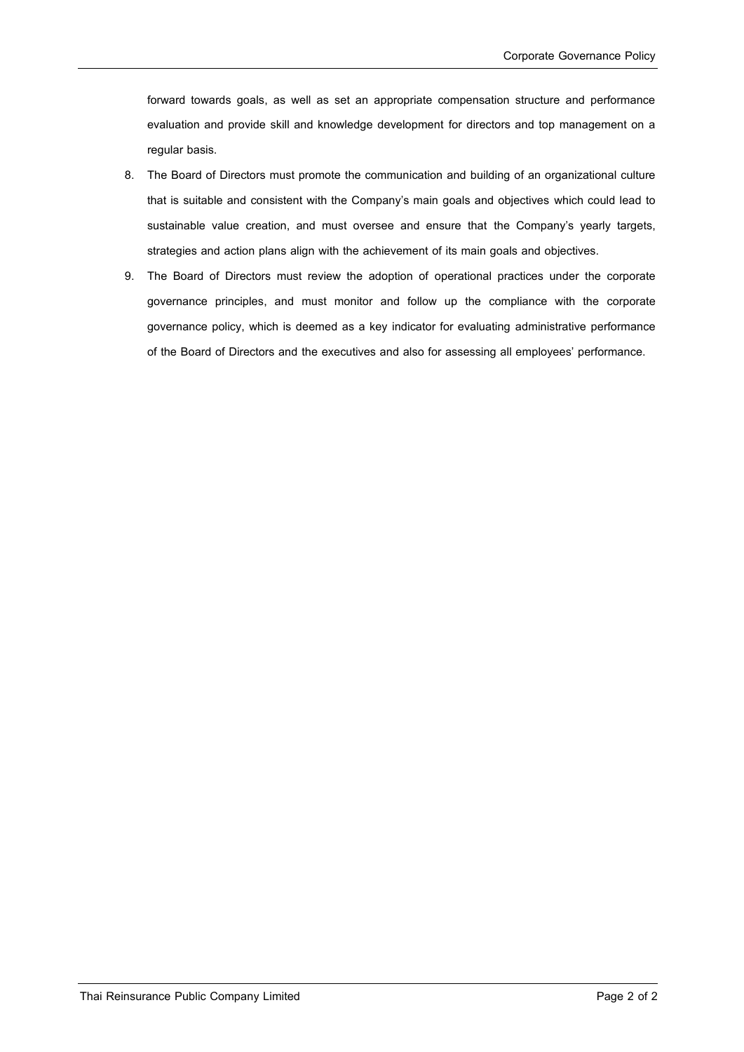forward towards goals, as well as set an appropriate compensation structure and performance evaluation and provide skill and knowledge development for directors and top management on a regular basis.

8. The Board of Directors must promote the communication and building of an organizational culture that is suitable and consistent with the Company's main goals and objectives which could lead to sustainable value creation, and must oversee and ensure that the Company's yearly targets, strategies and action plans align with the achievement of its main goals and objectives.
9. The Board of Directors must review the adoption of operational practices under the corporate governance principles, and must monitor and follow up the compliance with the corporate governance policy, which is deemed as a key indicator for evaluating administrative performance of the Board of Directors and the executives and also for assessing all employees' performance.